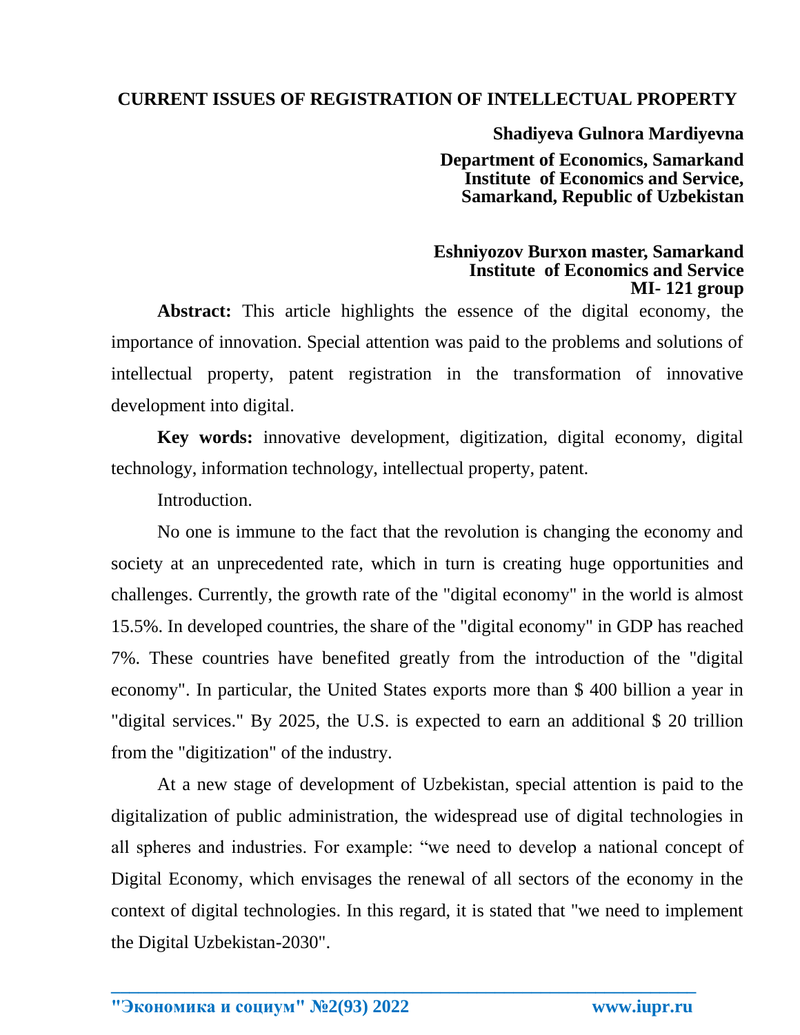# CURRENT ISSUES OF REGISTRATION OF INTELLECTUAL PROPERTY

**Shadiyeva Gulnora Mardiyevna**

**Department of Economics, Samarkand Institute of Economics and Service, Samarkand, Republic of Uzbekistan**

**Eshniyozov Burxon master, Samarkand Institute of Economics and Service MI- 121 group**

**Abstract:** This article highlights the essence of the digital economy, the importance of innovation. Special attention was paid to the problems and solutions of intellectual property, patent registration in the transformation of innovative development into digital.

**Key words:** innovative development, digitization, digital economy, digital technology, information technology, intellectual property, patent.

Introduction.

No one is immune to the fact that the revolution is changing the economy and society at an unprecedented rate, which in turn is creating huge opportunities and challenges. Currently, the growth rate of the "digital economy" in the world is almost 15.5%. In developed countries, the share of the "digital economy" in GDP has reached 7%. These countries have benefited greatly from the introduction of the "digital economy". In particular, the United States exports more than $ 400 billion a year in "digital services." By 2025, the U.S. is expected to earn an additional $ 20 trillion from the "digitization" of the industry.

At a new stage of development of Uzbekistan, special attention is paid to the digitalization of public administration, the widespread use of digital technologies in all spheres and industries. For example: "we need to develop a national concept of Digital Economy, which envisages the renewal of all sectors of the economy in the context of digital technologies. In this regard, it is stated that "we need to implement the Digital Uzbekistan-2030".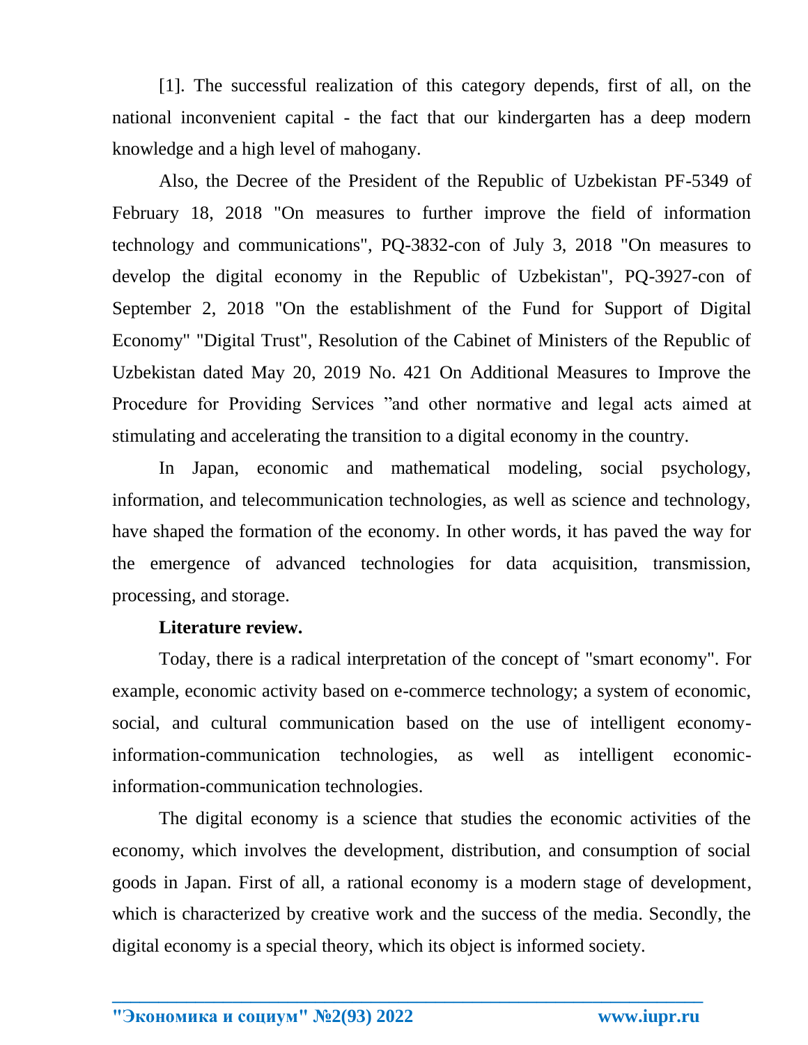[1]. The successful realization of this category depends, first of all, on the national inconvenient capital - the fact that our kindergarten has a deep modern knowledge and a high level of mahogany.

Also, the Decree of the President of the Republic of Uzbekistan PF-5349 of February 18, 2018 "On measures to further improve the field of information technology and communications", PQ-3832-con of July 3, 2018 "On measures to develop the digital economy in the Republic of Uzbekistan", PQ-3927-con of September 2, 2018 "On the establishment of the Fund for Support of Digital Economy" "Digital Trust", Resolution of the Cabinet of Ministers of the Republic of Uzbekistan dated May 20, 2019 No. 421 On Additional Measures to Improve the Procedure for Providing Services "and other normative and legal acts aimed at stimulating and accelerating the transition to a digital economy in the country.

In Japan, economic and mathematical modeling, social psychology, information, and telecommunication technologies, as well as science and technology, have shaped the formation of the economy. In other words, it has paved the way for the emergence of advanced technologies for data acquisition, transmission, processing, and storage.

**Literature review.**

Today, there is a radical interpretation of the concept of "smart economy". For example, economic activity based on e-commerce technology; a system of economic, social, and cultural communication based on the use of intelligent economy-information-communication technologies, as well as intelligent economic-information-communication technologies.

The digital economy is a science that studies the economic activities of the economy, which involves the development, distribution, and consumption of social goods in Japan. First of all, a rational economy is a modern stage of development, which is characterized by creative work and the success of the media. Secondly, the digital economy is a special theory, which its object is informed society.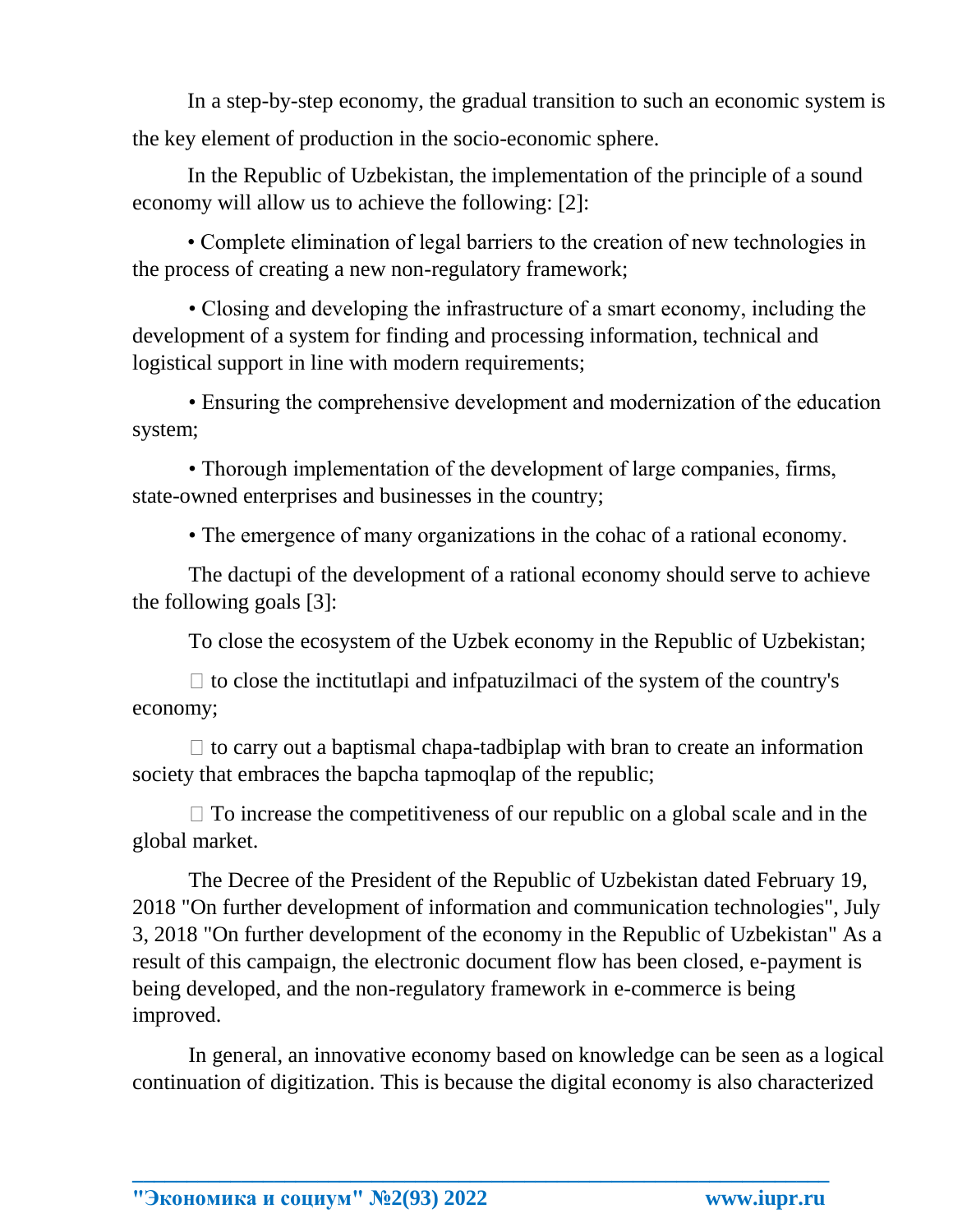In a step-by-step economy, the gradual transition to such an economic system is the key element of production in the socio-economic sphere.

In the Republic of Uzbekistan, the implementation of the principle of a sound economy will allow us to achieve the following: [2]:

• Complete elimination of legal barriers to the creation of new technologies in the process of creating a new non-regulatory framework;

• Closing and developing the infrastructure of a smart economy, including the development of a system for finding and processing information, technical and logistical support in line with modern requirements;

• Ensuring the comprehensive development and modernization of the education system;

• Thorough implementation of the development of large companies, firms, state-owned enterprises and businesses in the country;

• The emergence of many organizations in the cohac of a rational economy.

The dactupi of the development of a rational economy should serve to achieve the following goals [3]:

To close the ecosystem of the Uzbek economy in the Republic of Uzbekistan;

 to close the inctitutlapi and infpatuzilmaci of the system of the country's economy;

 to carry out a baptismal chapa-tadbiplap with bran to create an information society that embraces the bapcha tapmoqlap of the republic;

 To increase the competitiveness of our republic on a global scale and in the global market.

The Decree of the President of the Republic of Uzbekistan dated February 19, 2018 "On further development of information and communication technologies", July 3, 2018 "On further development of the economy in the Republic of Uzbekistan" As a result of this campaign, the electronic document flow has been closed, e-payment is being developed, and the non-regulatory framework in e-commerce is being improved.

In general, an innovative economy based on knowledge can be seen as a logical continuation of digitization. This is because the digital economy is also characterized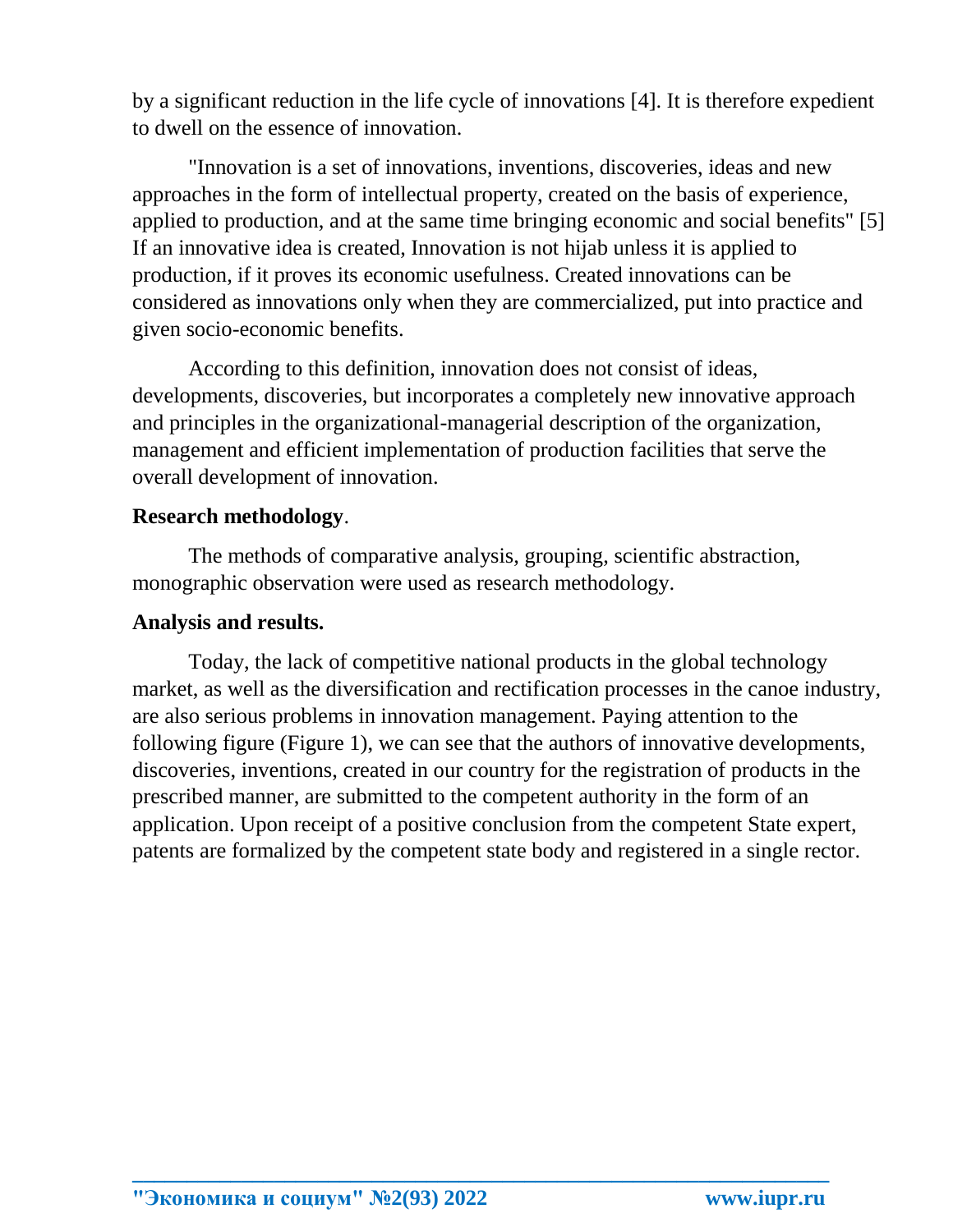by a significant reduction in the life cycle of innovations [4]. It is therefore expedient to dwell on the essence of innovation.

"Innovation is a set of innovations, inventions, discoveries, ideas and new approaches in the form of intellectual property, created on the basis of experience, applied to production, and at the same time bringing economic and social benefits" [5] If an innovative idea is created, Innovation is not hijab unless it is applied to production, if it proves its economic usefulness. Created innovations can be considered as innovations only when they are commercialized, put into practice and given socio-economic benefits.

According to this definition, innovation does not consist of ideas, developments, discoveries, but incorporates a completely new innovative approach and principles in the organizational-managerial description of the organization, management and efficient implementation of production facilities that serve the overall development of innovation.

**Research methodology**.

The methods of comparative analysis, grouping, scientific abstraction, monographic observation were used as research methodology.

**Analysis and results.**

Today, the lack of competitive national products in the global technology market, as well as the diversification and rectification processes in the canoe industry, are also serious problems in innovation management. Paying attention to the following figure (Figure 1), we can see that the authors of innovative developments, discoveries, inventions, created in our country for the registration of products in the prescribed manner, are submitted to the competent authority in the form of an application. Upon receipt of a positive conclusion from the competent State expert, patents are formalized by the competent state body and registered in a single rector.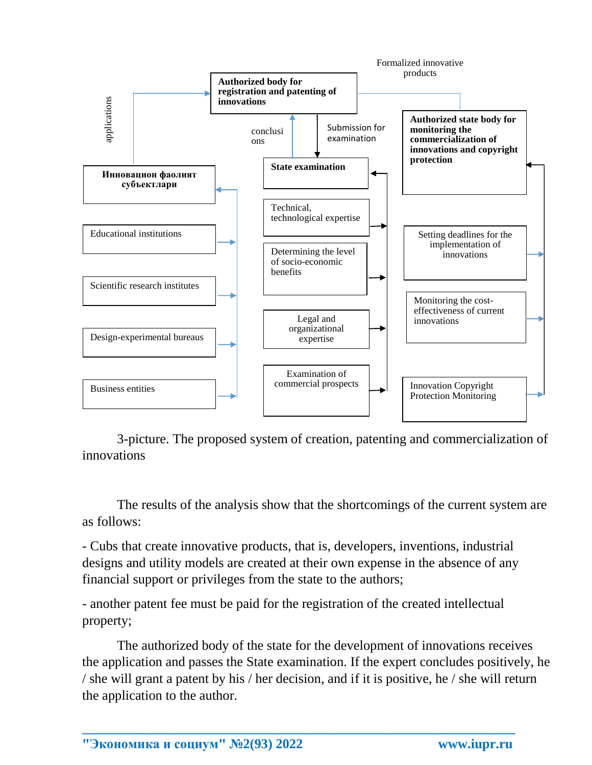Formalized innovative products

Authorized body for registration and patenting of innovations

applications

conclusions

Submission for examination

Authorized state body for monitoring the commercialization of innovations and copyright protection

Инновацион фаолият субъектлари

State examination

Educational institutions

Technical, technological expertise

Setting deadlines for the implementation of innovations

Scientific research institutes

Determining the level of socio-economic benefits

Monitoring the cost-effectiveness of current innovations

Design-experimental bureaus

Legal and organizational expertise

Business entities

Examination of commercial prospects

Innovation Copyright Protection Monitoring

3-picture. The proposed system of creation, patenting and commercialization of innovations

The results of the analysis show that the shortcomings of the current system are as follows:

- Cubs that create innovative products, that is, developers, inventions, industrial designs and utility models are created at their own expense in the absence of any financial support or privileges from the state to the authors;

- another patent fee must be paid for the registration of the created intellectual property;

The authorized body of the state for the development of innovations receives the application and passes the State examination. If the expert concludes positively, he / she will grant a patent by his / her decision, and if it is positive, he / she will return the application to the author.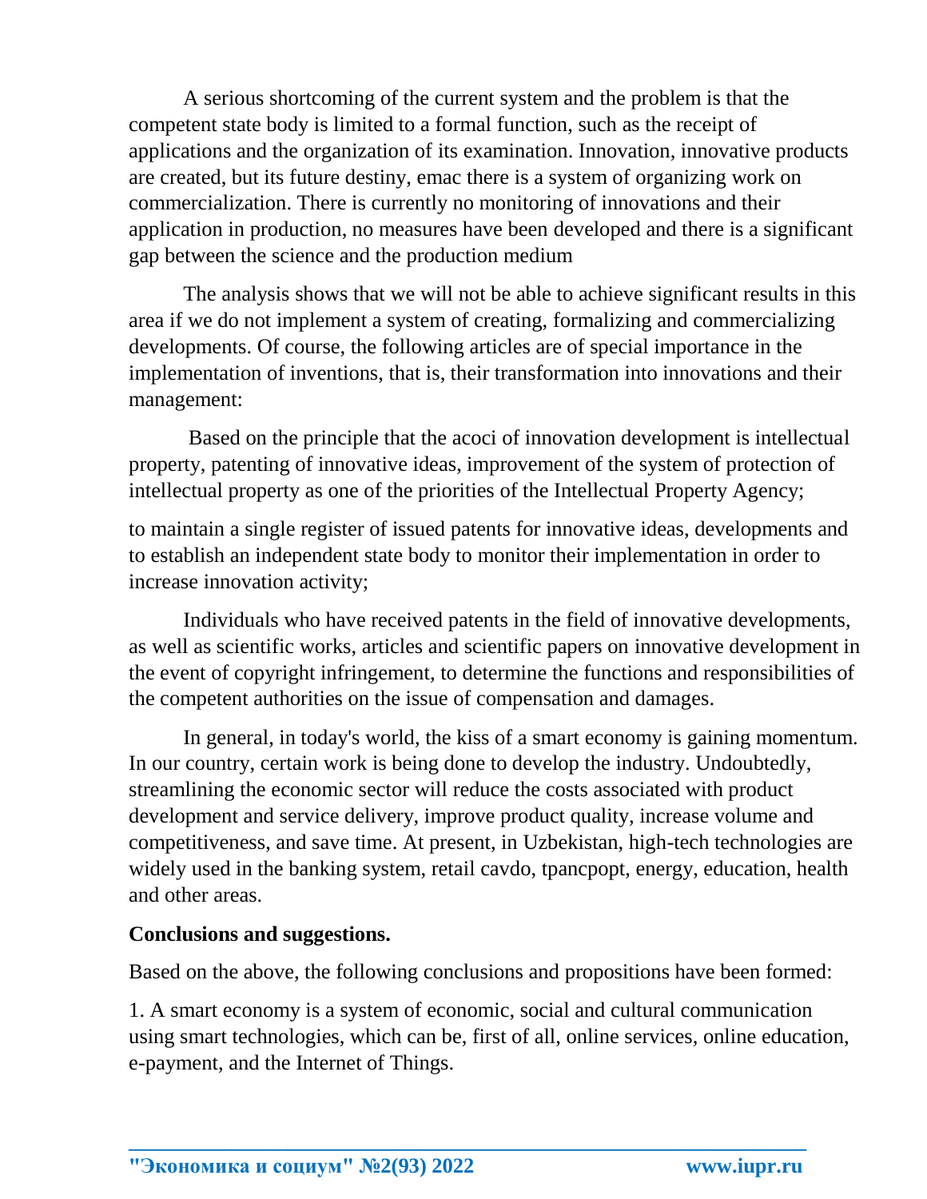A serious shortcoming of the current system and the problem is that the competent state body is limited to a formal function, such as the receipt of applications and the organization of its examination. Innovation, innovative products are created, but its future destiny, emac there is a system of organizing work on commercialization. There is currently no monitoring of innovations and their application in production, no measures have been developed and there is a significant gap between the science and the production medium

The analysis shows that we will not be able to achieve significant results in this area if we do not implement a system of creating, formalizing and commercializing developments. Of course, the following articles are of special importance in the implementation of inventions, that is, their transformation into innovations and their management:

Based on the principle that the acoci of innovation development is intellectual property, patenting of innovative ideas, improvement of the system of protection of intellectual property as one of the priorities of the Intellectual Property Agency;

to maintain a single register of issued patents for innovative ideas, developments and to establish an independent state body to monitor their implementation in order to increase innovation activity;

Individuals who have received patents in the field of innovative developments, as well as scientific works, articles and scientific papers on innovative development in the event of copyright infringement, to determine the functions and responsibilities of the competent authorities on the issue of compensation and damages.

In general, in today's world, the kiss of a smart economy is gaining momentum. In our country, certain work is being done to develop the industry. Undoubtedly, streamlining the economic sector will reduce the costs associated with product development and service delivery, improve product quality, increase volume and competitiveness, and save time. At present, in Uzbekistan, high-tech technologies are widely used in the banking system, retail cavdo, tpancpopt, energy, education, health and other areas.

**Conclusions and suggestions.**

Based on the above, the following conclusions and propositions have been formed:

1. A smart economy is a system of economic, social and cultural communication using smart technologies, which can be, first of all, online services, online education, e-payment, and the Internet of Things.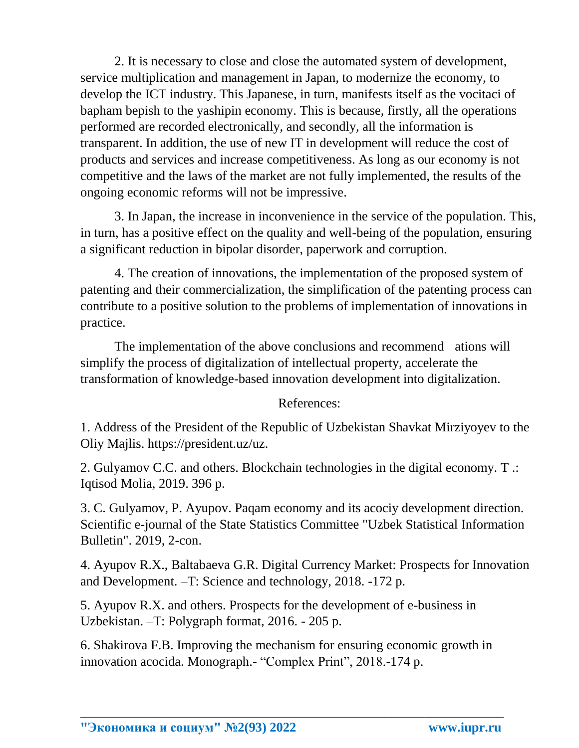2. It is necessary to close and close the automated system of development, service multiplication and management in Japan, to modernize the economy, to develop the ICT industry. This Japanese, in turn, manifests itself as the vocitaci of bapham bepish to the yashipin economy. This is because, firstly, all the operations performed are recorded electronically, and secondly, all the information is transparent. In addition, the use of new IT in development will reduce the cost of products and services and increase competitiveness. As long as our economy is not competitive and the laws of the market are not fully implemented, the results of the ongoing economic reforms will not be impressive.

3. In Japan, the increase in inconvenience in the service of the population. This, in turn, has a positive effect on the quality and well-being of the population, ensuring a significant reduction in bipolar disorder, paperwork and corruption.

4. The creation of innovations, the implementation of the proposed system of patenting and their commercialization, the simplification of the patenting process can contribute to a positive solution to the problems of implementation of innovations in practice.

The implementation of the above conclusions and recommend ations will simplify the process of digitalization of intellectual property, accelerate the transformation of knowledge-based innovation development into digitalization.

References:

1. Address of the President of the Republic of Uzbekistan Shavkat Mirziyoyev to the Oliy Majlis. https://president.uz/uz.

2. Gulyamov C.C. and others. Blockchain technologies in the digital economy. T .: Iqtisod Molia, 2019. 396 p.

3. C. Gulyamov, P. Ayupov. Paqam economy and its acociy development direction. Scientific e-journal of the State Statistics Committee "Uzbek Statistical Information Bulletin". 2019, 2-con.

4. Ayupov R.X., Baltabaeva G.R. Digital Currency Market: Prospects for Innovation and Development. –T: Science and technology, 2018. -172 p.

5. Ayupov R.X. and others. Prospects for the development of e-business in Uzbekistan. –T: Polygraph format, 2016. - 205 p.

6. Shakirova F.B. Improving the mechanism for ensuring economic growth in innovation acocida. Monograph.- "Complex Print", 2018.-174 p.